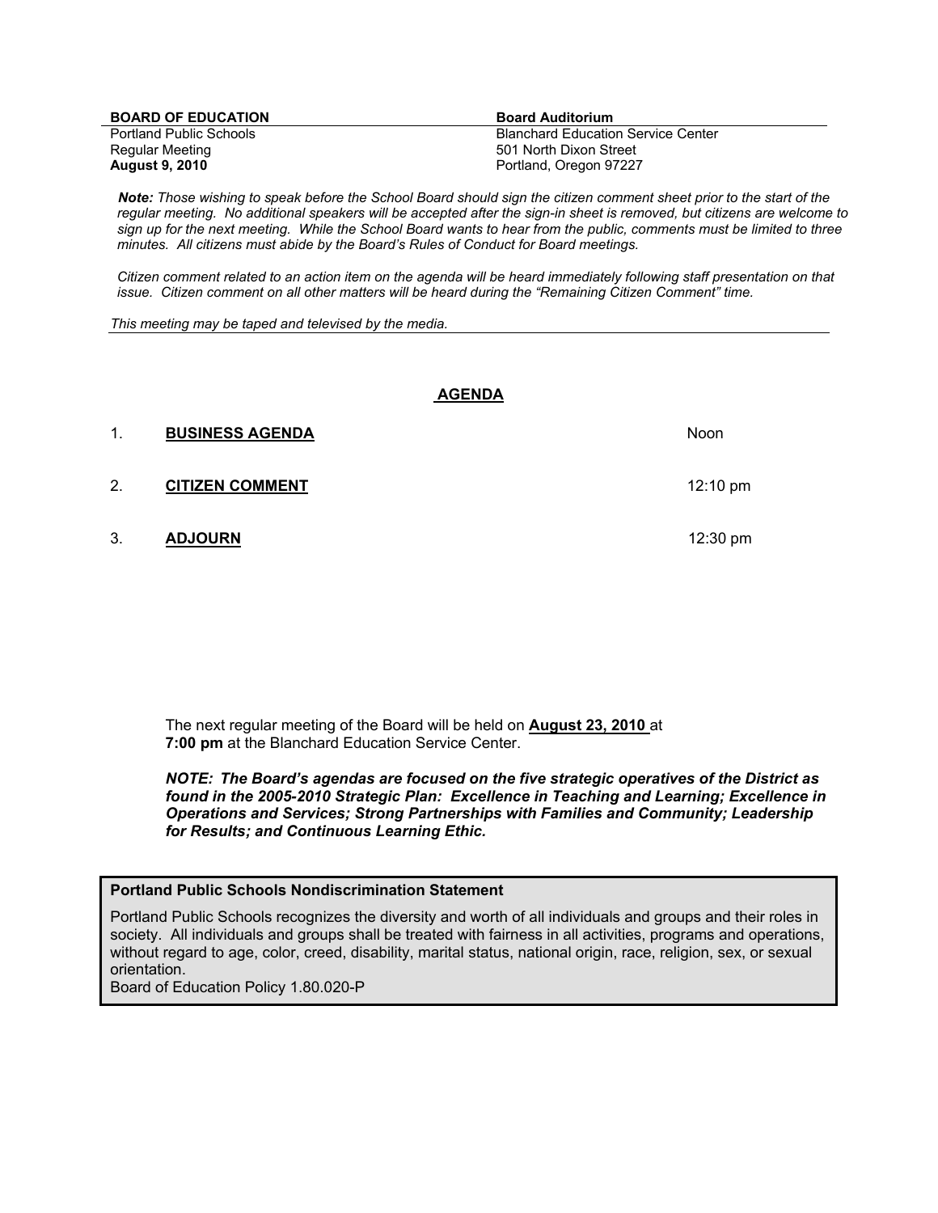**BOARD OF EDUCATION**
Portland Public Schools
Regular Meeting
**August 9, 2010**

**Board Auditorium**
Blanchard Education Service Center
501 North Dixon Street
Portland, Oregon 97227

***Note:*** *Those wishing to speak before the School Board should sign the citizen comment sheet prior to the start of the regular meeting. No additional speakers will be accepted after the sign-in sheet is removed, but citizens are welcome to sign up for the next meeting. While the School Board wants to hear from the public, comments must be limited to three minutes. All citizens must abide by the Board's Rules of Conduct for Board meetings.*

*Citizen comment related to an action item on the agenda will be heard immediately following staff presentation on that issue. Citizen comment on all other matters will be heard during the "Remaining Citizen Comment" time.*

*This meeting may be taped and televised by the media.*

## AGENDA

| | | |
|---|---|---|
| 1. | **BUSINESS AGENDA** | Noon |
| 2. | **CITIZEN COMMENT** | 12:10 pm |
| 3. | **ADJOURN** | 12:30 pm |

The next regular meeting of the Board will be held on **August 23, 2010** at **7:00 pm** at the Blanchard Education Service Center.

***NOTE: The Board's agendas are focused on the five strategic operatives of the District as found in the 2005-2010 Strategic Plan: Excellence in Teaching and Learning; Excellence in Operations and Services; Strong Partnerships with Families and Community; Leadership for Results; and Continuous Learning Ethic.***

**Portland Public Schools Nondiscrimination Statement**

Portland Public Schools recognizes the diversity and worth of all individuals and groups and their roles in society. All individuals and groups shall be treated with fairness in all activities, programs and operations, without regard to age, color, creed, disability, marital status, national origin, race, religion, sex, or sexual orientation.
Board of Education Policy 1.80.020-P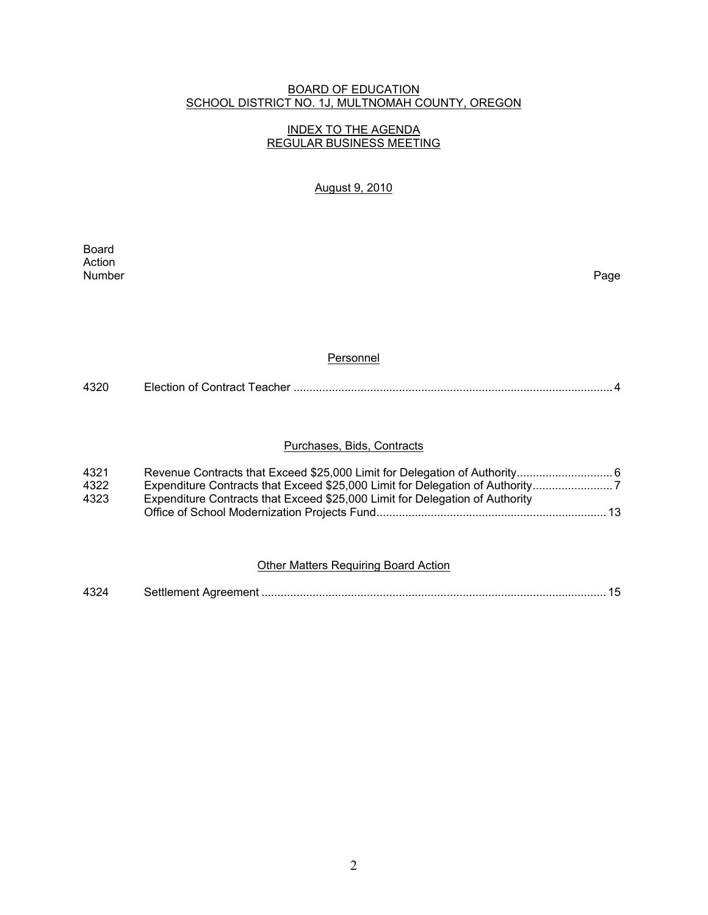# BOARD OF EDUCATION
## SCHOOL DISTRICT NO. 1J, MULTNOMAH COUNTY, OREGON

## INDEX TO THE AGENDA
## REGULAR BUSINESS MEETING

August 9, 2010

| Board Action Number | | Page |
|---|---|---|
| | **Personnel** | |
| 4320 | Election of Contract Teacher | 4 |
| | **Purchases, Bids, Contracts** | |
| 4321 | Revenue Contracts that Exceed $25,000 Limit for Delegation of Authority | 6 |
| 4322 | Expenditure Contracts that Exceed $25,000 Limit for Delegation of Authority | 7 |
| 4323 | Expenditure Contracts that Exceed $25,000 Limit for Delegation of Authority Office of School Modernization Projects Fund | 13 |
| | **Other Matters Requiring Board Action** | |
| 4324 | Settlement Agreement | 15 |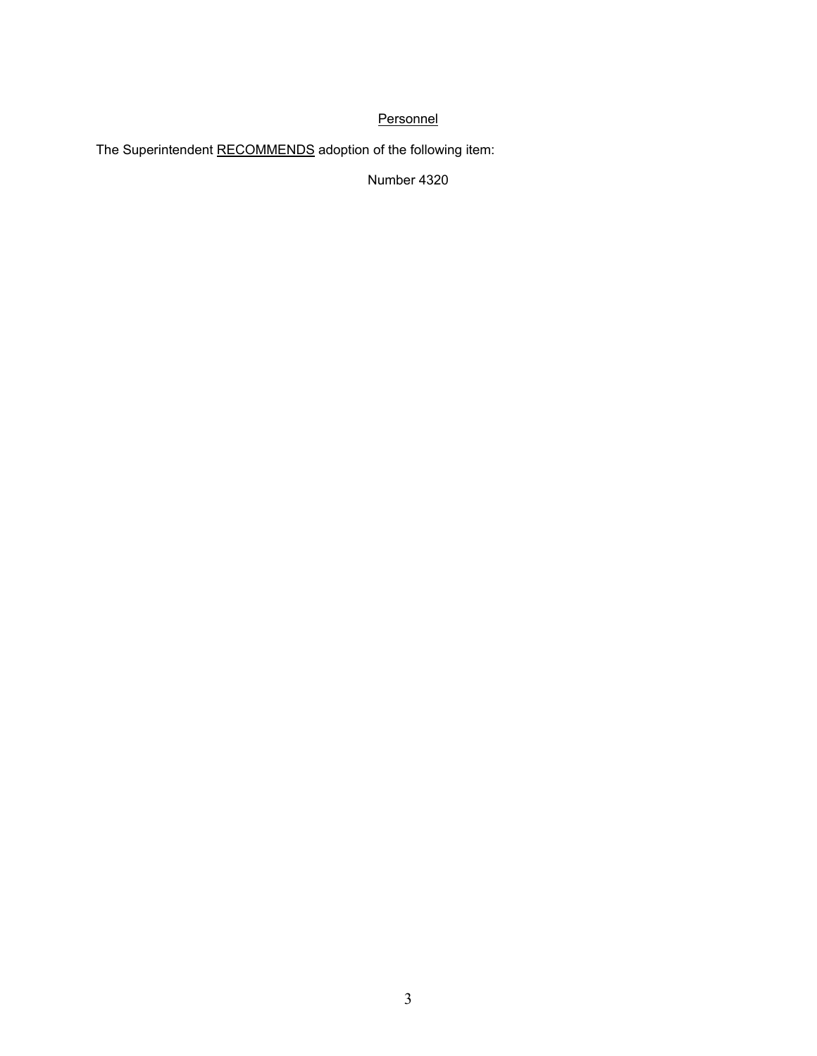<u>Personnel</u>

The Superintendent <u>RECOMMENDS</u> adoption of the following item:

Number 4320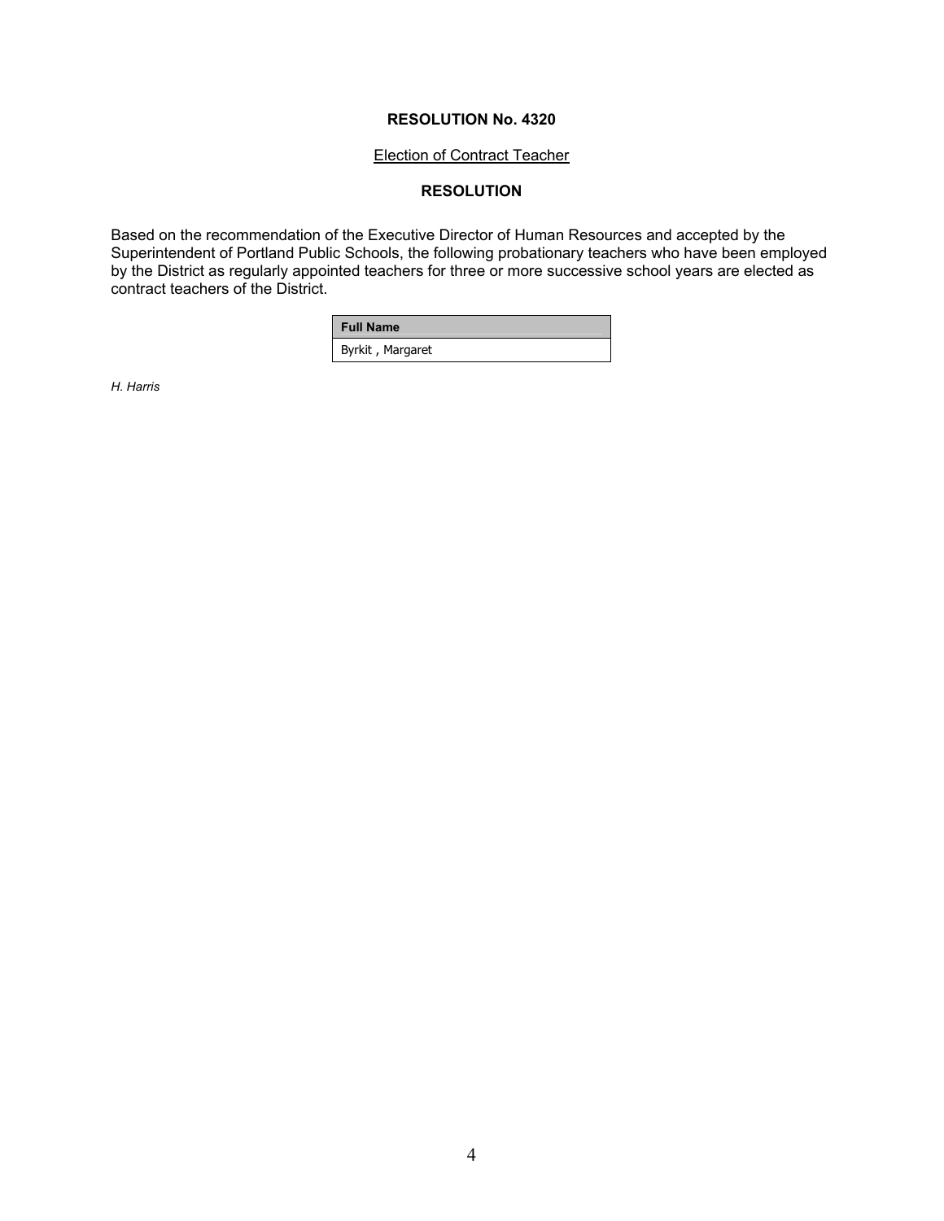**RESOLUTION No. 4320**

Election of Contract Teacher

**RESOLUTION**

Based on the recommendation of the Executive Director of Human Resources and accepted by the Superintendent of Portland Public Schools, the following probationary teachers who have been employed by the District as regularly appointed teachers for three or more successive school years are elected as contract teachers of the District.

| Full Name |
| --- |
| Byrkit , Margaret |

*H. Harris*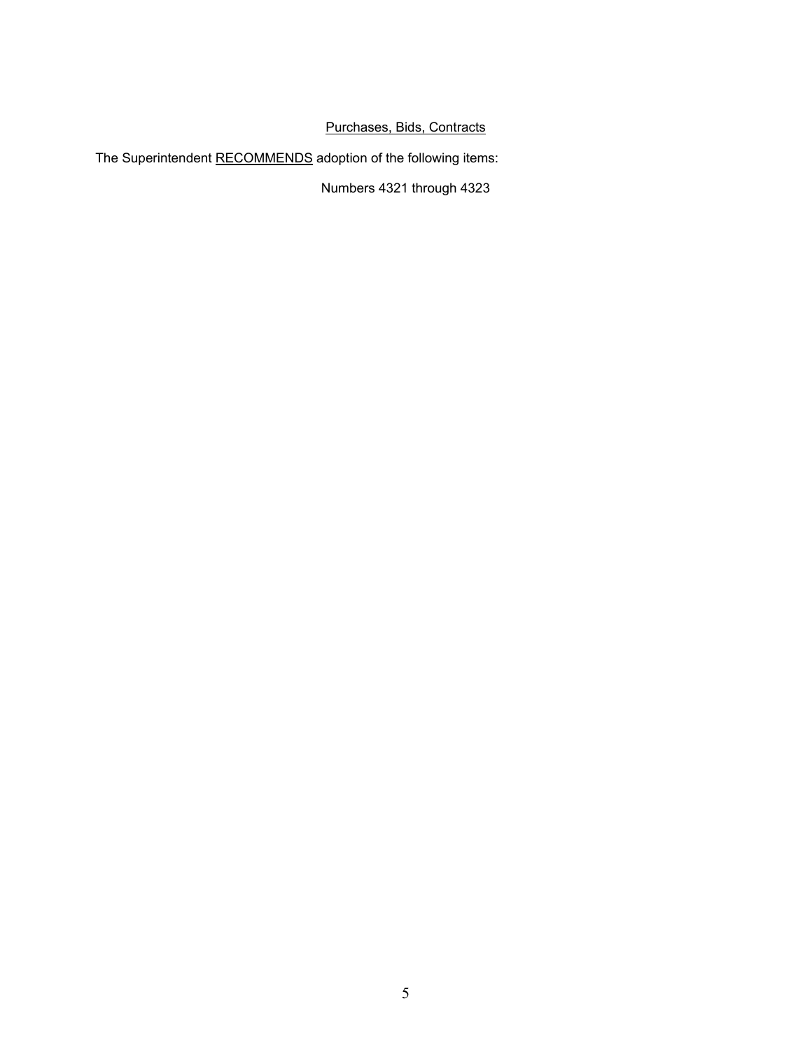## Purchases, Bids, Contracts

The Superintendent RECOMMENDS adoption of the following items:

Numbers 4321 through 4323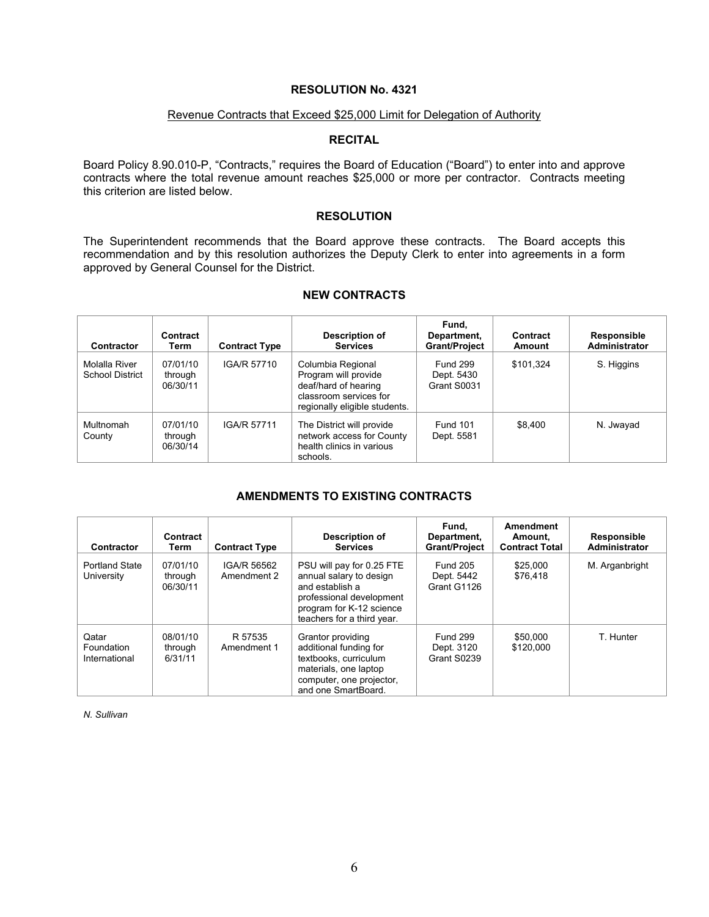**RESOLUTION No. 4321**

Revenue Contracts that Exceed $25,000 Limit for Delegation of Authority

**RECITAL**

Board Policy 8.90.010-P, "Contracts," requires the Board of Education ("Board") to enter into and approve contracts where the total revenue amount reaches $25,000 or more per contractor. Contracts meeting this criterion are listed below.

**RESOLUTION**

The Superintendent recommends that the Board approve these contracts. The Board accepts this recommendation and by this resolution authorizes the Deputy Clerk to enter into agreements in a form approved by General Counsel for the District.

**NEW CONTRACTS**

| Contractor | Contract Term | Contract Type | Description of Services | Fund, Department, Grant/Project | Contract Amount | Responsible Administrator |
|---|---|---|---|---|---|---|
| Molalla River School District | 07/01/10 through 06/30/11 | IGA/R 57710 | Columbia Regional Program will provide deaf/hard of hearing classroom services for regionally eligible students. | Fund 299 Dept. 5430 Grant S0031 | $101,324 | S. Higgins |
| Multnomah County | 07/01/10 through 06/30/14 | IGA/R 57711 | The District will provide network access for County health clinics in various schools. | Fund 101 Dept. 5581 | $8,400 | N. Jwayad |

**AMENDMENTS TO EXISTING CONTRACTS**

| Contractor | Contract Term | Contract Type | Description of Services | Fund, Department, Grant/Project | Amendment Amount, Contract Total | Responsible Administrator |
|---|---|---|---|---|---|---|
| Portland State University | 07/01/10 through 06/30/11 | IGA/R 56562 Amendment 2 | PSU will pay for 0.25 FTE annual salary to design and establish a professional development program for K-12 science teachers for a third year. | Fund 205 Dept. 5442 Grant G1126 | $25,000 $76,418 | M. Arganbright |
| Qatar Foundation International | 08/01/10 through 6/31/11 | R 57535 Amendment 1 | Grantor providing additional funding for textbooks, curriculum materials, one laptop computer, one projector, and one SmartBoard. | Fund 299 Dept. 3120 Grant S0239 | $50,000 $120,000 | T. Hunter |

*N. Sullivan*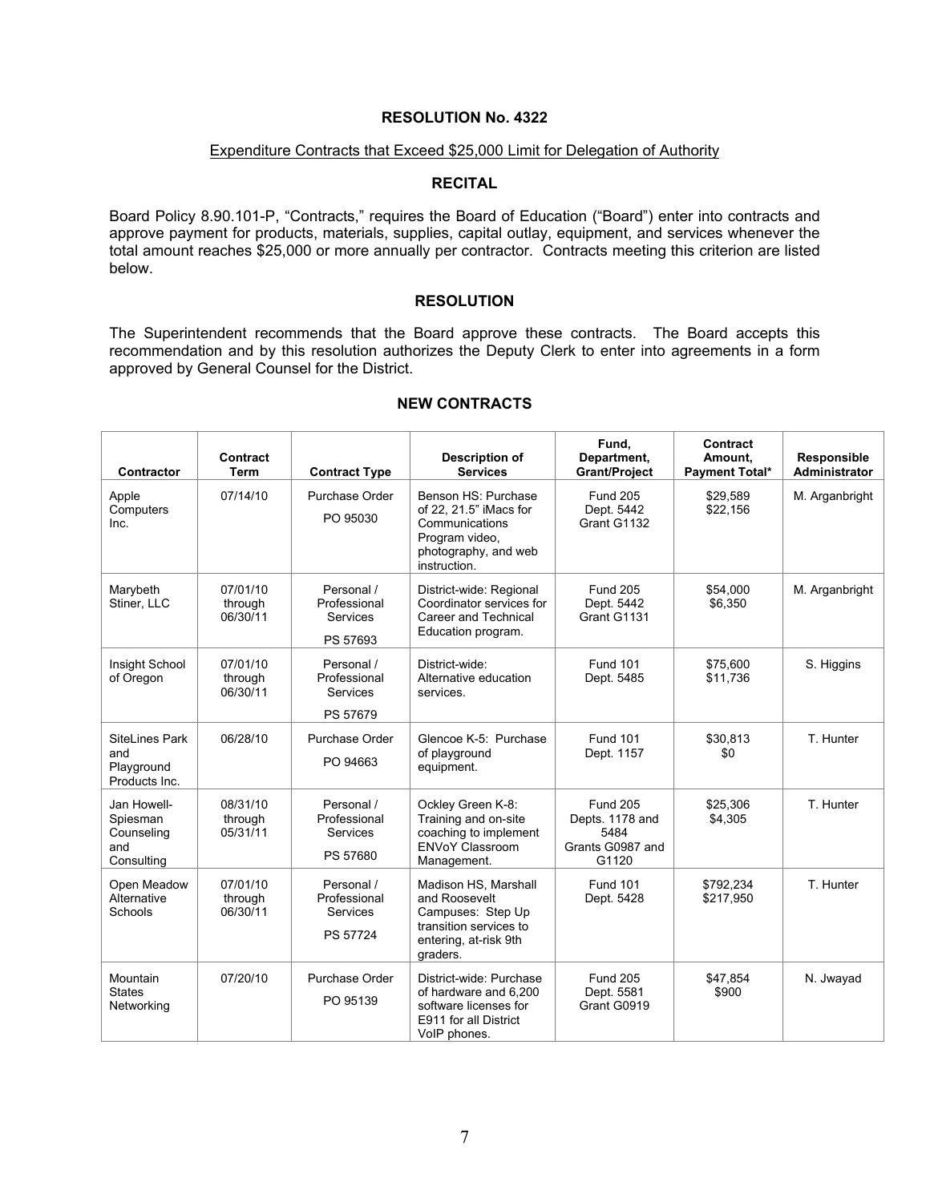## RESOLUTION No. 4322

Expenditure Contracts that Exceed $25,000 Limit for Delegation of Authority

### RECITAL

Board Policy 8.90.101-P, "Contracts," requires the Board of Education ("Board") enter into contracts and approve payment for products, materials, supplies, capital outlay, equipment, and services whenever the total amount reaches $25,000 or more annually per contractor. Contracts meeting this criterion are listed below.

### RESOLUTION

The Superintendent recommends that the Board approve these contracts. The Board accepts this recommendation and by this resolution authorizes the Deputy Clerk to enter into agreements in a form approved by General Counsel for the District.

### NEW CONTRACTS

| Contractor | Contract Term | Contract Type | Description of Services | Fund, Department, Grant/Project | Contract Amount, Payment Total* | Responsible Administrator |
|---|---|---|---|---|---|---|
| Apple Computers Inc. | 07/14/10 | Purchase Order PO 95030 | Benson HS: Purchase of 22, 21.5" iMacs for Communications Program video, photography, and web instruction. | Fund 205 Dept. 5442 Grant G1132 | $29,589 $22,156 | M. Arganbright |
| Marybeth Stiner, LLC | 07/01/10 through 06/30/11 | Personal / Professional Services PS 57693 | District-wide: Regional Coordinator services for Career and Technical Education program. | Fund 205 Dept. 5442 Grant G1131 | $54,000 $6,350 | M. Arganbright |
| Insight School of Oregon | 07/01/10 through 06/30/11 | Personal / Professional Services PS 57679 | District-wide: Alternative education services. | Fund 101 Dept. 5485 | $75,600 $11,736 | S. Higgins |
| SiteLines Park and Playground Products Inc. | 06/28/10 | Purchase Order PO 94663 | Glencoe K-5: Purchase of playground equipment. | Fund 101 Dept. 1157 | $30,813 $0 | T. Hunter |
| Jan Howell-Spiesman Counseling and Consulting | 08/31/10 through 05/31/11 | Personal / Professional Services PS 57680 | Ockley Green K-8: Training and on-site coaching to implement ENVoY Classroom Management. | Fund 205 Depts. 1178 and 5484 Grants G0987 and G1120 | $25,306 $4,305 | T. Hunter |
| Open Meadow Alternative Schools | 07/01/10 through 06/30/11 | Personal / Professional Services PS 57724 | Madison HS, Marshall and Roosevelt Campuses: Step Up transition services to entering, at-risk 9th graders. | Fund 101 Dept. 5428 | $792,234 $217,950 | T. Hunter |
| Mountain States Networking | 07/20/10 | Purchase Order PO 95139 | District-wide: Purchase of hardware and 6,200 software licenses for E911 for all District VoIP phones. | Fund 205 Dept. 5581 Grant G0919 | $47,854 $900 | N. Jwayad |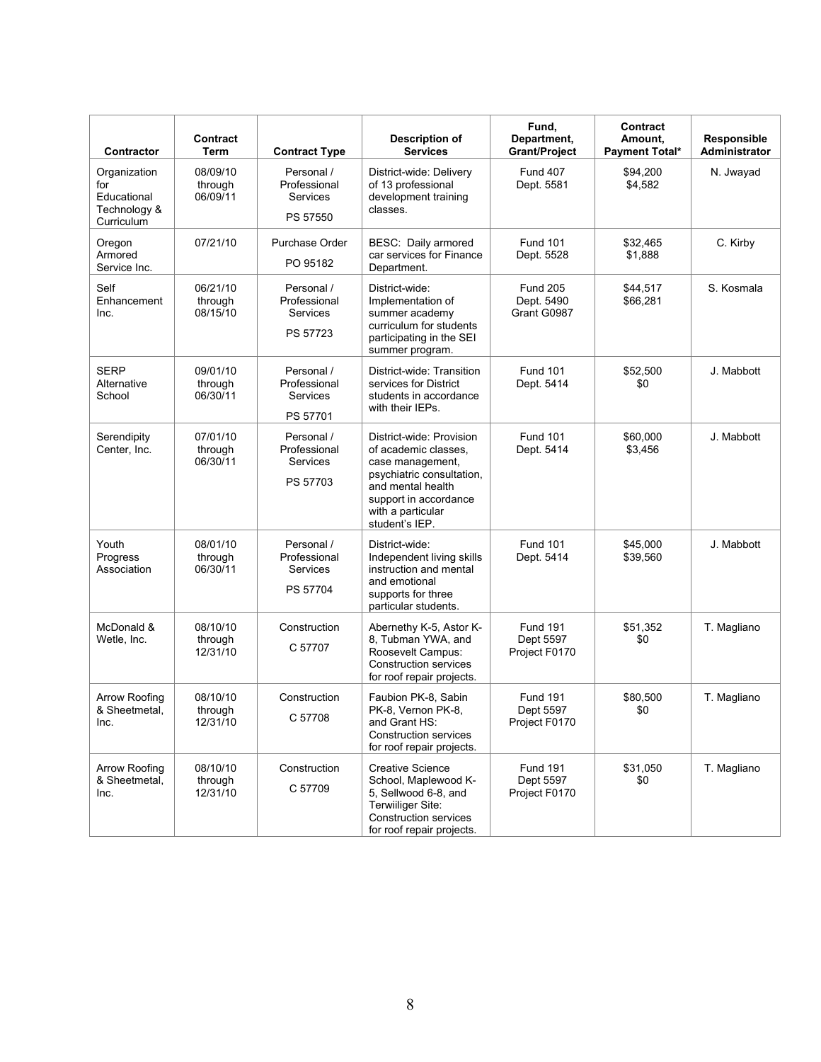| Contractor | Contract Term | Contract Type | Description of Services | Fund, Department, Grant/Project | Contract Amount, Payment Total* | Responsible Administrator |
|---|---|---|---|---|---|---|
| Organization for Educational Technology & Curriculum | 08/09/10 through 06/09/11 | Personal / Professional Services PS 57550 | District-wide: Delivery of 13 professional development training classes. | Fund 407 Dept. 5581 | $94,200 $4,582 | N. Jwayad |
| Oregon Armored Service Inc. | 07/21/10 | Purchase Order PO 95182 | BESC: Daily armored car services for Finance Department. | Fund 101 Dept. 5528 | $32,465 $1,888 | C. Kirby |
| Self Enhancement Inc. | 06/21/10 through 08/15/10 | Personal / Professional Services PS 57723 | District-wide: Implementation of summer academy curriculum for students participating in the SEI summer program. | Fund 205 Dept. 5490 Grant G0987 | $44,517 $66,281 | S. Kosmala |
| SERP Alternative School | 09/01/10 through 06/30/11 | Personal / Professional Services PS 57701 | District-wide: Transition services for District students in accordance with their IEPs. | Fund 101 Dept. 5414 | $52,500 $0 | J. Mabbott |
| Serendipity Center, Inc. | 07/01/10 through 06/30/11 | Personal / Professional Services PS 57703 | District-wide: Provision of academic classes, case management, psychiatric consultation, and mental health support in accordance with a particular student's IEP. | Fund 101 Dept. 5414 | $60,000 $3,456 | J. Mabbott |
| Youth Progress Association | 08/01/10 through 06/30/11 | Personal / Professional Services PS 57704 | District-wide: Independent living skills instruction and mental and emotional supports for three particular students. | Fund 101 Dept. 5414 | $45,000 $39,560 | J. Mabbott |
| McDonald & Wetle, Inc. | 08/10/10 through 12/31/10 | Construction C 57707 | Abernethy K-5, Astor K-8, Tubman YWA, and Roosevelt Campus: Construction services for roof repair projects. | Fund 191 Dept 5597 Project F0170 | $51,352 $0 | T. Magliano |
| Arrow Roofing & Sheetmetal, Inc. | 08/10/10 through 12/31/10 | Construction C 57708 | Faubion PK-8, Sabin PK-8, Vernon PK-8, and Grant HS: Construction services for roof repair projects. | Fund 191 Dept 5597 Project F0170 | $80,500 $0 | T. Magliano |
| Arrow Roofing & Sheetmetal, Inc. | 08/10/10 through 12/31/10 | Construction C 57709 | Creative Science School, Maplewood K-5, Sellwood 6-8, and Terwilliger Site: Construction services for roof repair projects. | Fund 191 Dept 5597 Project F0170 | $31,050 $0 | T. Magliano |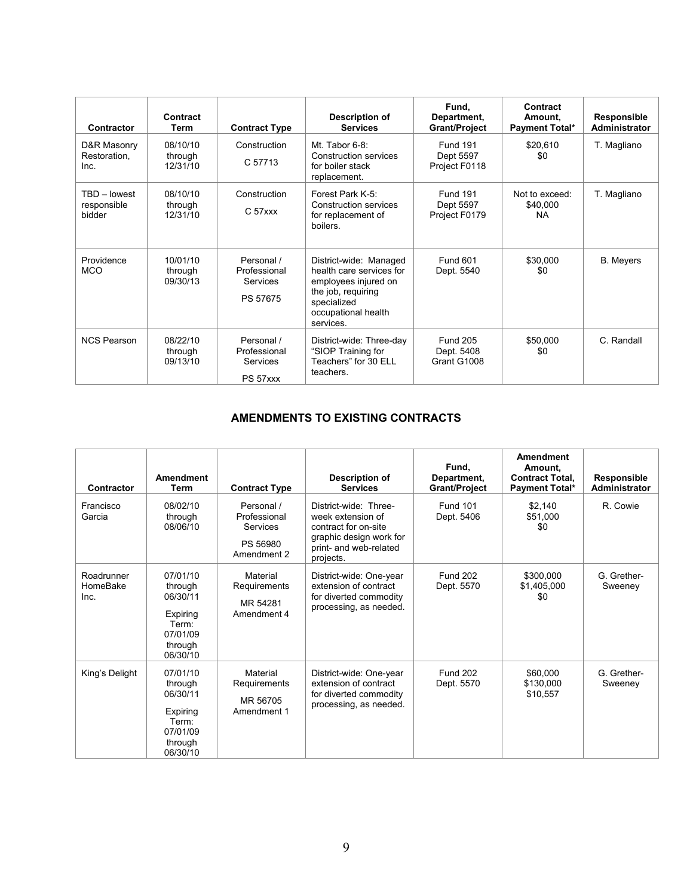| Contractor | Contract Term | Contract Type | Description of Services | Fund, Department, Grant/Project | Contract Amount, Payment Total* | Responsible Administrator |
|---|---|---|---|---|---|---|
| D&R Masonry Restoration, Inc. | 08/10/10 through 12/31/10 | Construction C 57713 | Mt. Tabor 6-8: Construction services for boiler stack replacement. | Fund 191 Dept 5597 Project F0118 | $20,610 $0 | T. Magliano |
| TBD – lowest responsible bidder | 08/10/10 through 12/31/10 | Construction C 57xxx | Forest Park K-5: Construction services for replacement of boilers. | Fund 191 Dept 5597 Project F0179 | Not to exceed: $40,000 NA | T. Magliano |
| Providence MCO | 10/01/10 through 09/30/13 | Personal / Professional Services PS 57675 | District-wide: Managed health care services for employees injured on the job, requiring specialized occupational health services. | Fund 601 Dept. 5540 | $30,000 $0 | B. Meyers |
| NCS Pearson | 08/22/10 through 09/13/10 | Personal / Professional Services PS 57xxx | District-wide: Three-day "SIOP Training for Teachers" for 30 ELL teachers. | Fund 205 Dept. 5408 Grant G1008 | $50,000 $0 | C. Randall |

## AMENDMENTS TO EXISTING CONTRACTS

| Contractor | Amendment Term | Contract Type | Description of Services | Fund, Department, Grant/Project | Amendment Amount, Contract Total, Payment Total* | Responsible Administrator |
|---|---|---|---|---|---|---|
| Francisco Garcia | 08/02/10 through 08/06/10 | Personal / Professional Services PS 56980 Amendment 2 | District-wide: Three-week extension of contract for on-site graphic design work for print- and web-related projects. | Fund 101 Dept. 5406 | $2,140 $51,000 $0 | R. Cowie |
| Roadrunner HomeBake Inc. | 07/01/10 through 06/30/11 Expiring Term: 07/01/09 through 06/30/10 | Material Requirements MR 54281 Amendment 4 | District-wide: One-year extension of contract for diverted commodity processing, as needed. | Fund 202 Dept. 5570 | $300,000 $1,405,000 $0 | G. Grether-Sweeney |
| King's Delight | 07/01/10 through 06/30/11 Expiring Term: 07/01/09 through 06/30/10 | Material Requirements MR 56705 Amendment 1 | District-wide: One-year extension of contract for diverted commodity processing, as needed. | Fund 202 Dept. 5570 | $60,000 $130,000 $10,557 | G. Grether-Sweeney |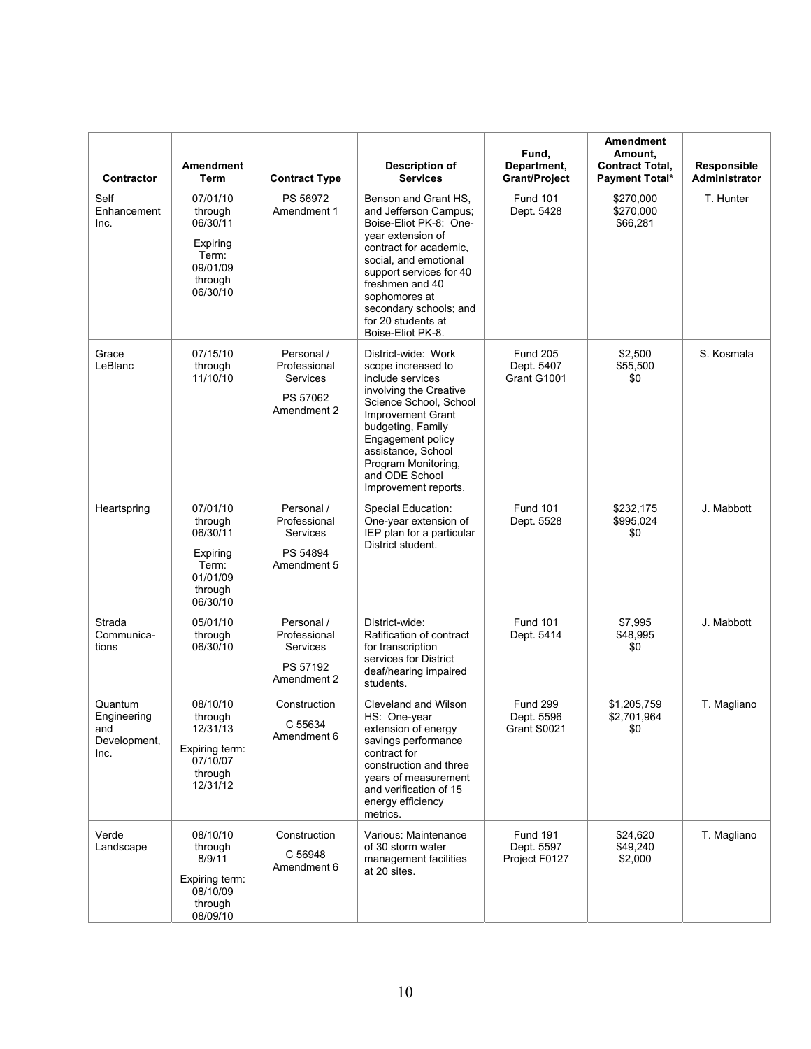| Contractor | Amendment Term | Contract Type | Description of Services | Fund, Department, Grant/Project | Amendment Amount, Contract Total, Payment Total* | Responsible Administrator |
|---|---|---|---|---|---|---|
| Self Enhancement Inc. | 07/01/10 through 06/30/11<br><br>Expiring Term: 09/01/09 through 06/30/10 | PS 56972 Amendment 1 | Benson and Grant HS, and Jefferson Campus; Boise-Eliot PK-8: One-year extension of contract for academic, social, and emotional support services for 40 freshmen and 40 sophomores at secondary schools; and for 20 students at Boise-Eliot PK-8. | Fund 101<br>Dept. 5428 | $270,000<br>$270,000<br>$66,281 | T. Hunter |
| Grace LeBlanc | 07/15/10 through 11/10/10 | Personal / Professional Services<br><br>PS 57062 Amendment 2 | District-wide: Work scope increased to include services involving the Creative Science School, School Improvement Grant budgeting, Family Engagement policy assistance, School Program Monitoring, and ODE School Improvement reports. | Fund 205<br>Dept. 5407<br>Grant G1001 | $2,500<br>$55,500<br>$0 | S. Kosmala |
| Heartspring | 07/01/10 through 06/30/11<br><br>Expiring Term: 01/01/09 through 06/30/10 | Personal / Professional Services<br><br>PS 54894 Amendment 5 | Special Education: One-year extension of IEP plan for a particular District student. | Fund 101<br>Dept. 5528 | $232,175<br>$995,024<br>$0 | J. Mabbott |
| Strada Communica-tions | 05/01/10 through 06/30/10 | Personal / Professional Services<br><br>PS 57192 Amendment 2 | District-wide: Ratification of contract for transcription services for District deaf/hearing impaired students. | Fund 101<br>Dept. 5414 | $7,995<br>$48,995<br>$0 | J. Mabbott |
| Quantum Engineering and Development, Inc. | 08/10/10 through 12/31/13<br><br>Expiring term: 07/10/07 through 12/31/12 | Construction<br><br>C 55634 Amendment 6 | Cleveland and Wilson HS: One-year extension of energy savings performance contract for construction and three years of measurement and verification of 15 energy efficiency metrics. | Fund 299<br>Dept. 5596<br>Grant S0021 | $1,205,759<br>$2,701,964<br>$0 | T. Magliano |
| Verde Landscape | 08/10/10 through 8/9/11<br><br>Expiring term: 08/10/09 through 08/09/10 | Construction<br><br>C 56948 Amendment 6 | Various: Maintenance of 30 storm water management facilities at 20 sites. | Fund 191<br>Dept. 5597<br>Project F0127 | $24,620<br>$49,240<br>$2,000 | T. Magliano |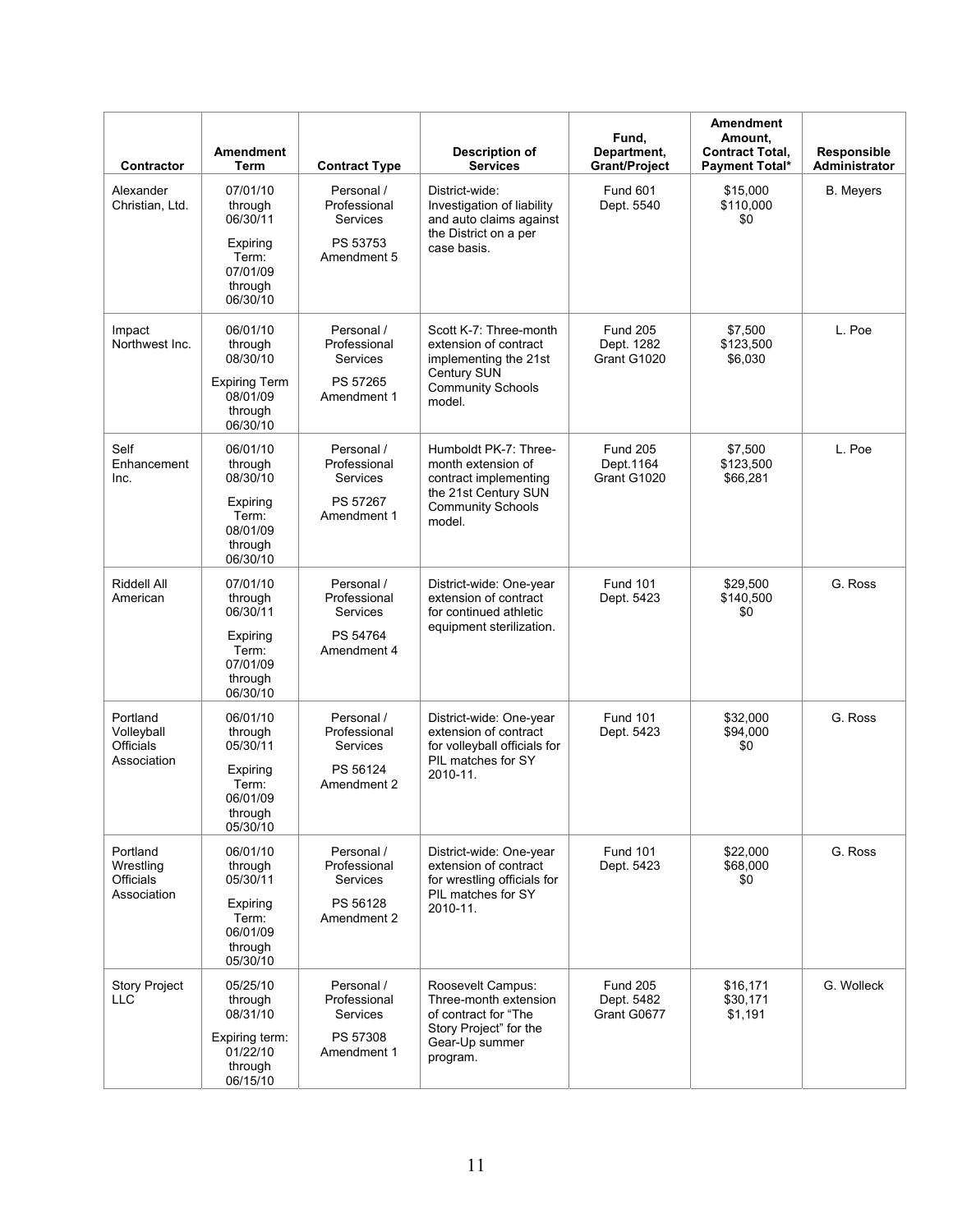| Contractor | Amendment Term | Contract Type | Description of Services | Fund, Department, Grant/Project | Amendment Amount, Contract Total, Payment Total* | Responsible Administrator |
|---|---|---|---|---|---|---|
| Alexander Christian, Ltd. | 07/01/10 through 06/30/11<br><br>Expiring Term: 07/01/09 through 06/30/10 | Personal / Professional Services<br><br>PS 53753 Amendment 5 | District-wide: Investigation of liability and auto claims against the District on a per case basis. | Fund 601<br>Dept. 5540 | $15,000<br>$110,000<br>$0 | B. Meyers |
| Impact Northwest Inc. | 06/01/10 through 08/30/10<br><br>Expiring Term 08/01/09 through 06/30/10 | Personal / Professional Services<br><br>PS 57265 Amendment 1 | Scott K-7: Three-month extension of contract implementing the 21st Century SUN Community Schools model. | Fund 205<br>Dept. 1282<br>Grant G1020 | $7,500<br>$123,500<br>$6,030 | L. Poe |
| Self Enhancement Inc. | 06/01/10 through 08/30/10<br><br>Expiring Term: 08/01/09 through 06/30/10 | Personal / Professional Services<br><br>PS 57267 Amendment 1 | Humboldt PK-7: Three-month extension of contract implementing the 21st Century SUN Community Schools model. | Fund 205<br>Dept.1164<br>Grant G1020 | $7,500<br>$123,500<br>$66,281 | L. Poe |
| Riddell All American | 07/01/10 through 06/30/11<br><br>Expiring Term: 07/01/09 through 06/30/10 | Personal / Professional Services<br><br>PS 54764 Amendment 4 | District-wide: One-year extension of contract for continued athletic equipment sterilization. | Fund 101<br>Dept. 5423 | $29,500<br>$140,500<br>$0 | G. Ross |
| Portland Volleyball Officials Association | 06/01/10 through 05/30/11<br><br>Expiring Term: 06/01/09 through 05/30/10 | Personal / Professional Services<br><br>PS 56124 Amendment 2 | District-wide: One-year extension of contract for volleyball officials for PIL matches for SY 2010-11. | Fund 101<br>Dept. 5423 | $32,000<br>$94,000<br>$0 | G. Ross |
| Portland Wrestling Officials Association | 06/01/10 through 05/30/11<br><br>Expiring Term: 06/01/09 through 05/30/10 | Personal / Professional Services<br><br>PS 56128 Amendment 2 | District-wide: One-year extension of contract for wrestling officials for PIL matches for SY 2010-11. | Fund 101<br>Dept. 5423 | $22,000<br>$68,000<br>$0 | G. Ross |
| Story Project LLC | 05/25/10 through 08/31/10<br><br>Expiring term: 01/22/10 through 06/15/10 | Personal / Professional Services<br><br>PS 57308 Amendment 1 | Roosevelt Campus: Three-month extension of contract for "The Story Project" for the Gear-Up summer program. | Fund 205<br>Dept. 5482<br>Grant G0677 | $16,171<br>$30,171<br>$1,191 | G. Wolleck |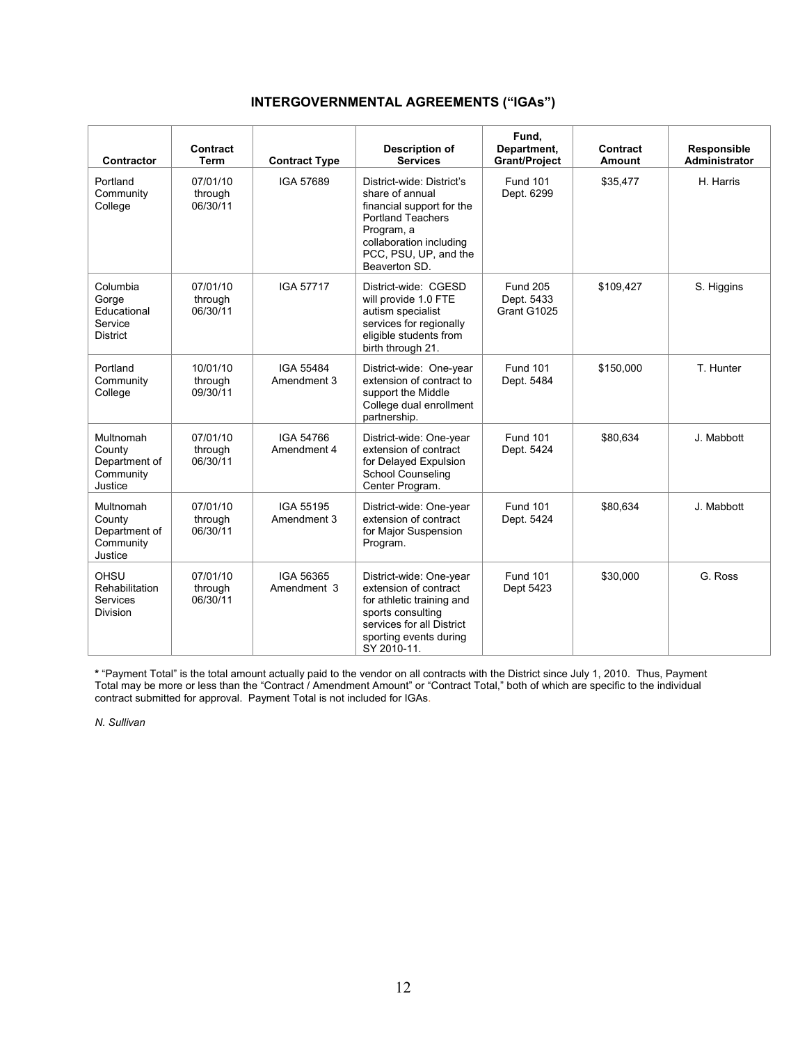## INTERGOVERNMENTAL AGREEMENTS ("IGAs")

| Contractor | Contract Term | Contract Type | Description of Services | Fund, Department, Grant/Project | Contract Amount | Responsible Administrator |
|---|---|---|---|---|---|---|
| Portland Community College | 07/01/10 through 06/30/11 | IGA 57689 | District-wide: District's share of annual financial support for the Portland Teachers Program, a collaboration including PCC, PSU, UP, and the Beaverton SD. | Fund 101 Dept. 6299 | $35,477 | H. Harris |
| Columbia Gorge Educational Service District | 07/01/10 through 06/30/11 | IGA 57717 | District-wide: CGESD will provide 1.0 FTE autism specialist services for regionally eligible students from birth through 21. | Fund 205 Dept. 5433 Grant G1025 | $109,427 | S. Higgins |
| Portland Community College | 10/01/10 through 09/30/11 | IGA 55484 Amendment 3 | District-wide: One-year extension of contract to support the Middle College dual enrollment partnership. | Fund 101 Dept. 5484 | $150,000 | T. Hunter |
| Multnomah County Department of Community Justice | 07/01/10 through 06/30/11 | IGA 54766 Amendment 4 | District-wide: One-year extension of contract for Delayed Expulsion School Counseling Center Program. | Fund 101 Dept. 5424 | $80,634 | J. Mabbott |
| Multnomah County Department of Community Justice | 07/01/10 through 06/30/11 | IGA 55195 Amendment 3 | District-wide: One-year extension of contract for Major Suspension Program. | Fund 101 Dept. 5424 | $80,634 | J. Mabbott |
| OHSU Rehabilitation Services Division | 07/01/10 through 06/30/11 | IGA 56365 Amendment 3 | District-wide: One-year extension of contract for athletic training and sports consulting services for all District sporting events during SY 2010-11. | Fund 101 Dept 5423 | $30,000 | G. Ross |

**\*** "Payment Total" is the total amount actually paid to the vendor on all contracts with the District since July 1, 2010. Thus, Payment Total may be more or less than the "Contract / Amendment Amount" or "Contract Total," both of which are specific to the individual contract submitted for approval. Payment Total is not included for IGAs.

*N. Sullivan*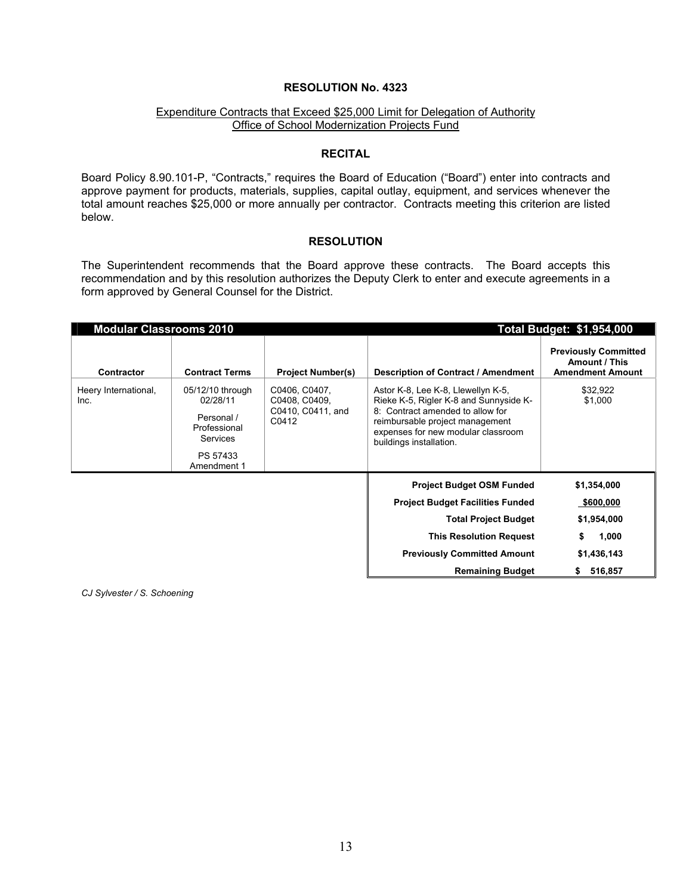**RESOLUTION No. 4323**

Expenditure Contracts that Exceed $25,000 Limit for Delegation of Authority
Office of School Modernization Projects Fund

**RECITAL**

Board Policy 8.90.101-P, "Contracts," requires the Board of Education ("Board") enter into contracts and approve payment for products, materials, supplies, capital outlay, equipment, and services whenever the total amount reaches $25,000 or more annually per contractor. Contracts meeting this criterion are listed below.

**RESOLUTION**

The Superintendent recommends that the Board approve these contracts. The Board accepts this recommendation and by this resolution authorizes the Deputy Clerk to enter and execute agreements in a form approved by General Counsel for the District.

**Modular Classrooms 2010** — **Total Budget: $1,954,000**

| Contractor | Contract Terms | Project Number(s) | Description of Contract / Amendment | Previously Committed Amount / This Amendment Amount |
|---|---|---|---|---|
| Heery International, Inc. | 05/12/10 through 02/28/11<br>Personal / Professional Services<br>PS 57433 Amendment 1 | C0406, C0407, C0408, C0409, C0410, C0411, and C0412 | Astor K-8, Lee K-8, Llewellyn K-5, Rieke K-5, Rigler K-8 and Sunnyside K-8: Contract amended to allow for reimbursable project management expenses for new modular classroom buildings installation. | $32,922<br>$1,000 |

| | |
|---|---|
| **Project Budget OSM Funded** | **$1,354,000** |
| **Project Budget Facilities Funded** | **$600,000** |
| **Total Project Budget** | **$1,954,000** |
| **This Resolution Request** | **$ 1,000** |
| **Previously Committed Amount** | **$1,436,143** |
| **Remaining Budget** | **$ 516,857** |

*CJ Sylvester / S. Schoening*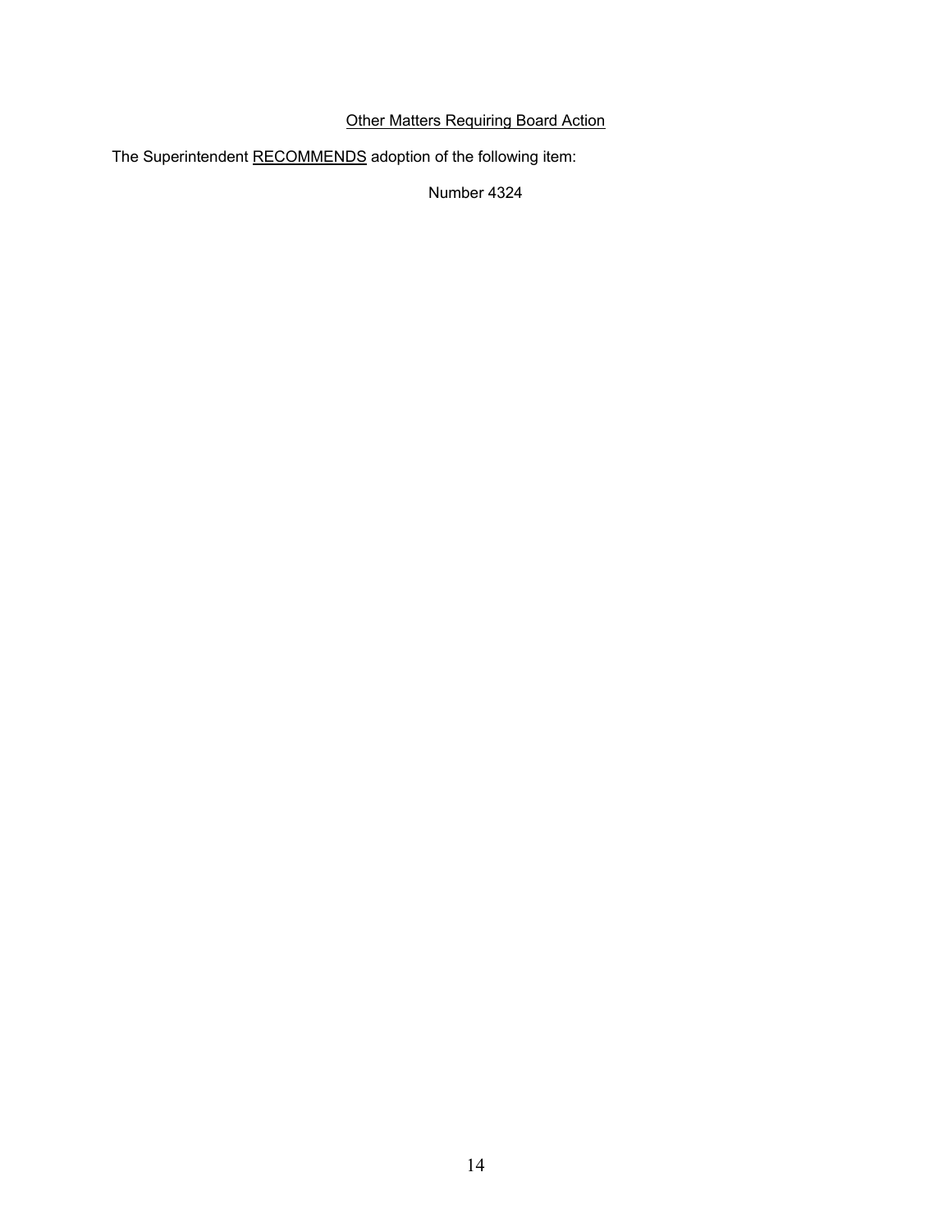Other Matters Requiring Board Action

The Superintendent RECOMMENDS adoption of the following item:

Number 4324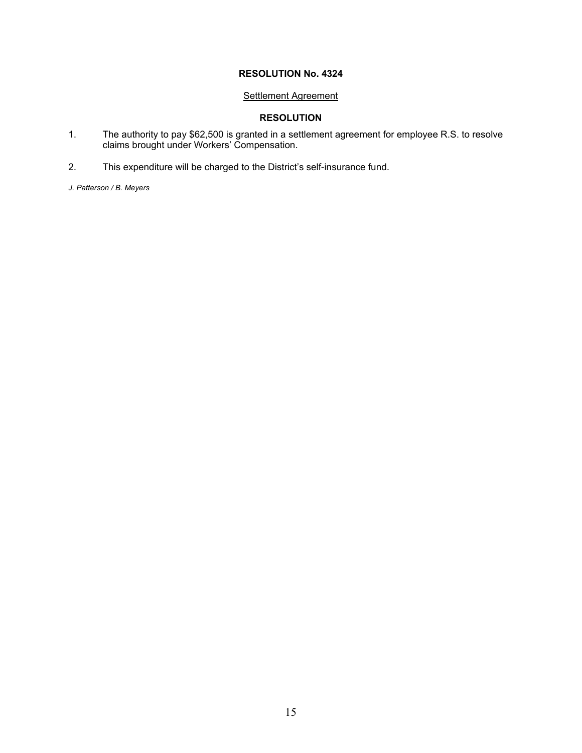**RESOLUTION No. 4324**

Settlement Agreement

**RESOLUTION**

1. The authority to pay $62,500 is granted in a settlement agreement for employee R.S. to resolve claims brought under Workers' Compensation.

2. This expenditure will be charged to the District's self-insurance fund.

*J. Patterson / B. Meyers*